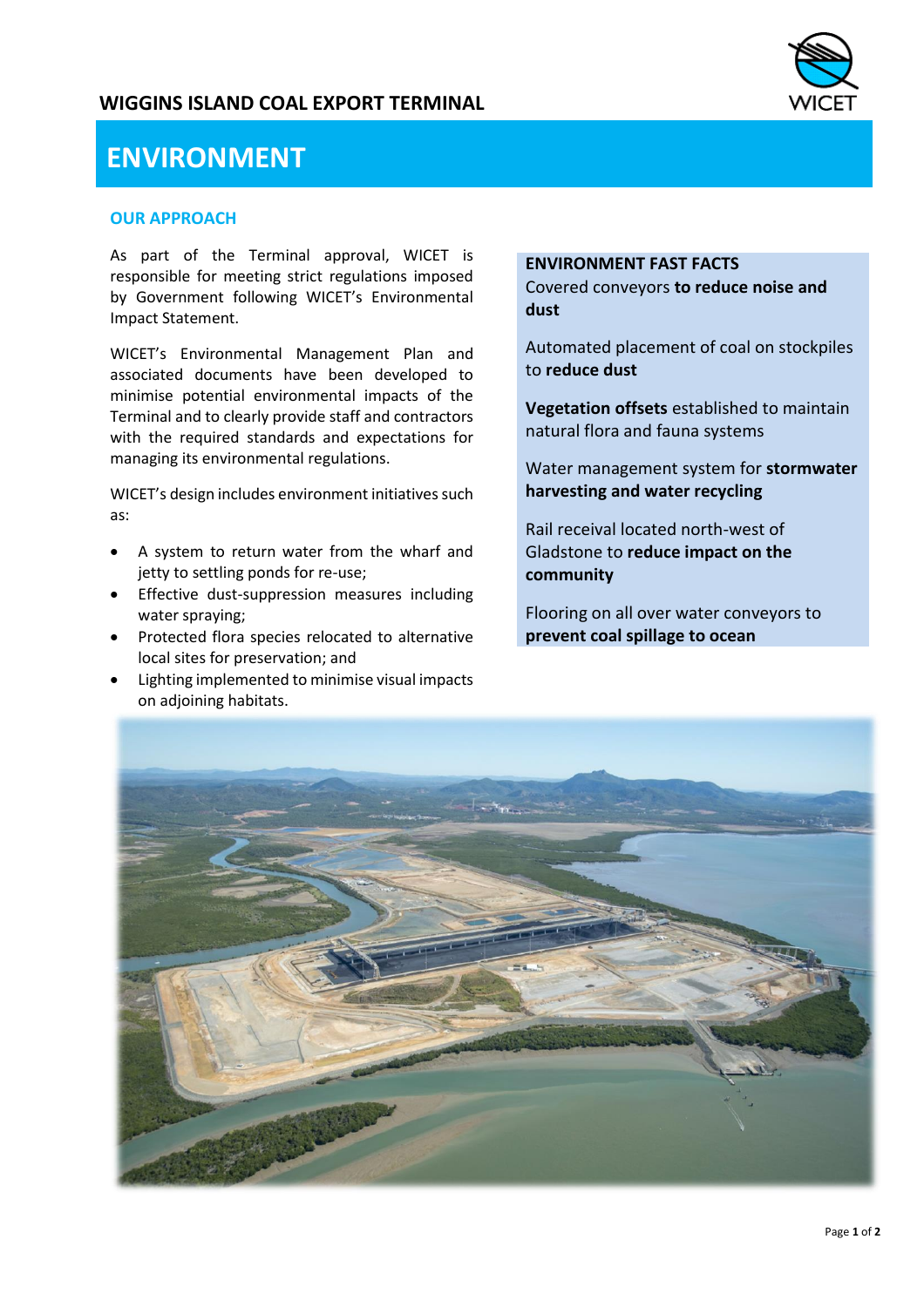# WIGGINS ISLAND COAL EXPORT TERMINAL

## ENVIRONMENT

### OUR APPROACH

As part of the Terminal approval, WICET is responsible for meeting strict regulations imposed by Government following WICET's Environmental Impact Statement.

WICET's Environmental Management Plan and associated documents have been developed to minimise potential environmental impacts of the Terminal and to clearly provide staff and contractors with the required standards and expectations for managing its environmental regulations.

WICET's design includes environment initiatives such as:

- A system to return water from the wharf and jetty to settling ponds for re-use;
- Effective dust-suppression measures including water spraying;
- Protected flora species relocated to alternative local sites for preservation; and
- Lighting implemented to minimise visual impacts on adjoining habitats.

**ENVIRONMENT FAST FACTS**

Covered conveyors **to reduce noise and dust**

Automated placement of coal on stockpiles to **reduce dust**

**Vegetation offsets** established to maintain natural flora and fauna systems

Water management system for **stormwater harvesting and water recycling**

Rail receival located north-west of Gladstone to **reduce impact on the community**

Flooring on all over water conveyors to **prevent coal spillage to ocean**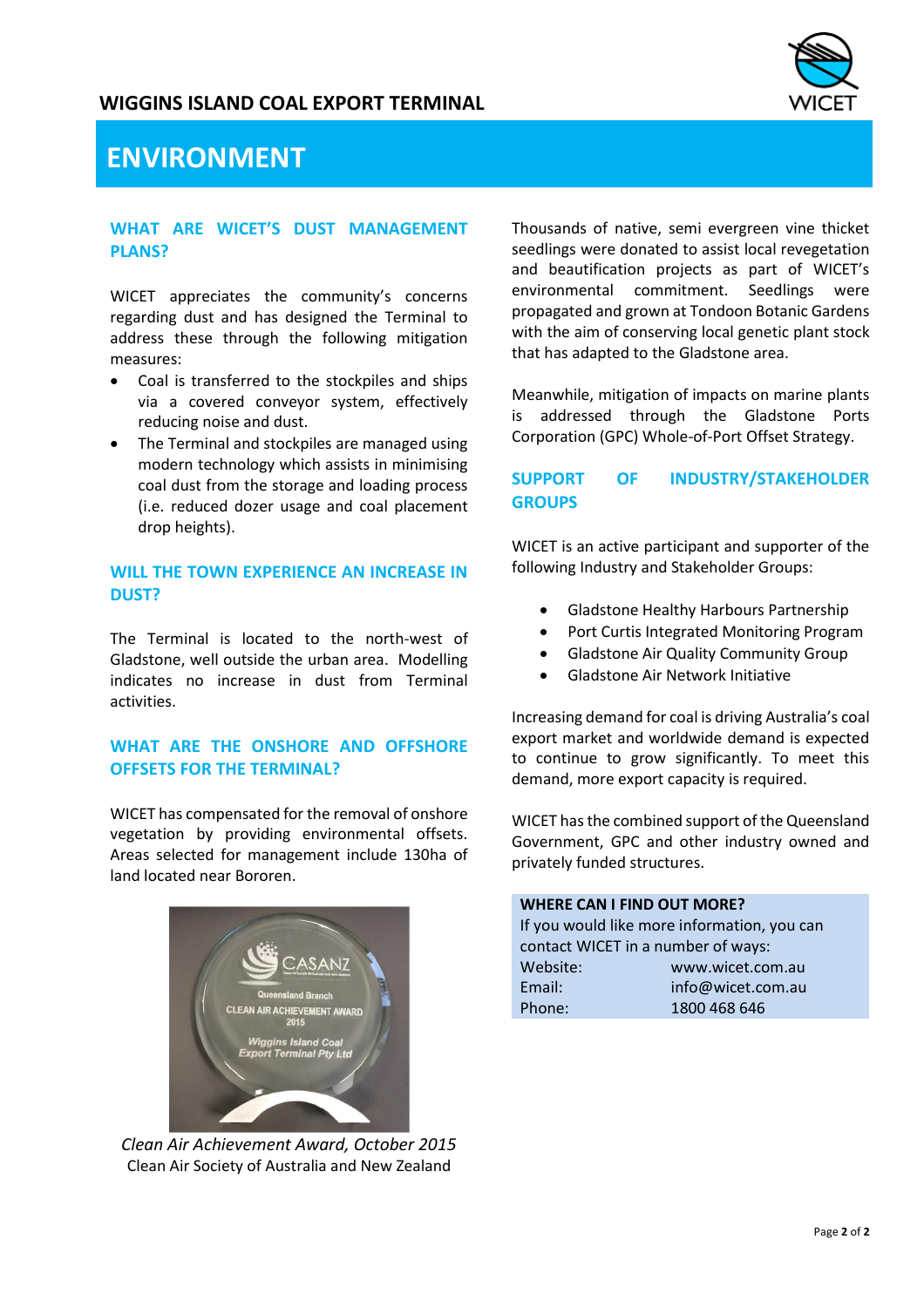# ENVIRONMENT

## WHAT ARE WICET'S DUST MANAGEMENT PLANS?

WICET appreciates the community's concerns regarding dust and has designed the Terminal to address these through the following mitigation measures:

- Coal is transferred to the stockpiles and ships via a covered conveyor system, effectively reducing noise and dust.
- The Terminal and stockpiles are managed using modern technology which assists in minimising coal dust from the storage and loading process (i.e. reduced dozer usage and coal placement drop heights).

## WILL THE TOWN EXPERIENCE AN INCREASE IN DUST?

The Terminal is located to the north-west of Gladstone, well outside the urban area. Modelling indicates no increase in dust from Terminal activities.

## WHAT ARE THE ONSHORE AND OFFSHORE OFFSETS FOR THE TERMINAL?

WICET has compensated for the removal of onshore vegetation by providing environmental offsets. Areas selected for management include 130ha of land located near Bororen.

*Clean Air Achievement Award, October 2015*
Clean Air Society of Australia and New Zealand

Thousands of native, semi evergreen vine thicket seedlings were donated to assist local revegetation and beautification projects as part of WICET's environmental commitment. Seedlings were propagated and grown at Tondoon Botanic Gardens with the aim of conserving local genetic plant stock that has adapted to the Gladstone area.

Meanwhile, mitigation of impacts on marine plants is addressed through the Gladstone Ports Corporation (GPC) Whole-of-Port Offset Strategy.

## SUPPORT OF INDUSTRY/STAKEHOLDER GROUPS

WICET is an active participant and supporter of the following Industry and Stakeholder Groups:

- Gladstone Healthy Harbours Partnership
- Port Curtis Integrated Monitoring Program
- Gladstone Air Quality Community Group
- Gladstone Air Network Initiative

Increasing demand for coal is driving Australia's coal export market and worldwide demand is expected to continue to grow significantly. To meet this demand, more export capacity is required.

WICET has the combined support of the Queensland Government, GPC and other industry owned and privately funded structures.

**WHERE CAN I FIND OUT MORE?**

If you would like more information, you can contact WICET in a number of ways:

| | |
|---|---|
| Website: | www.wicet.com.au |
| Email: | info@wicet.com.au |
| Phone: | 1800 468 646 |